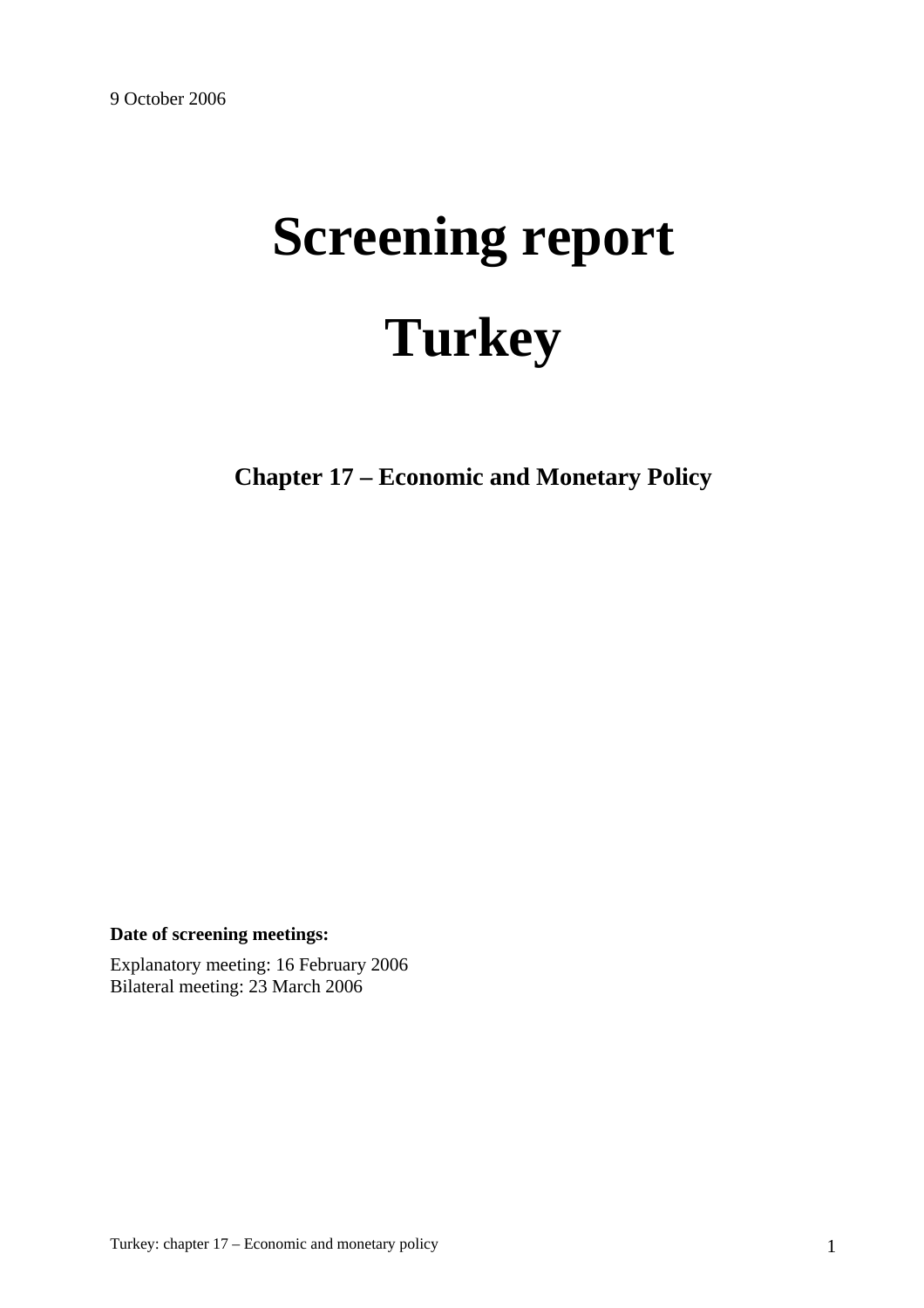9 October 2006

# Screening report

# Turkey

## Chapter 17 – Economic and Monetary Policy

**Date of screening meetings:**

Explanatory meeting: 16 February 2006
Bilateral meeting: 23 March 2006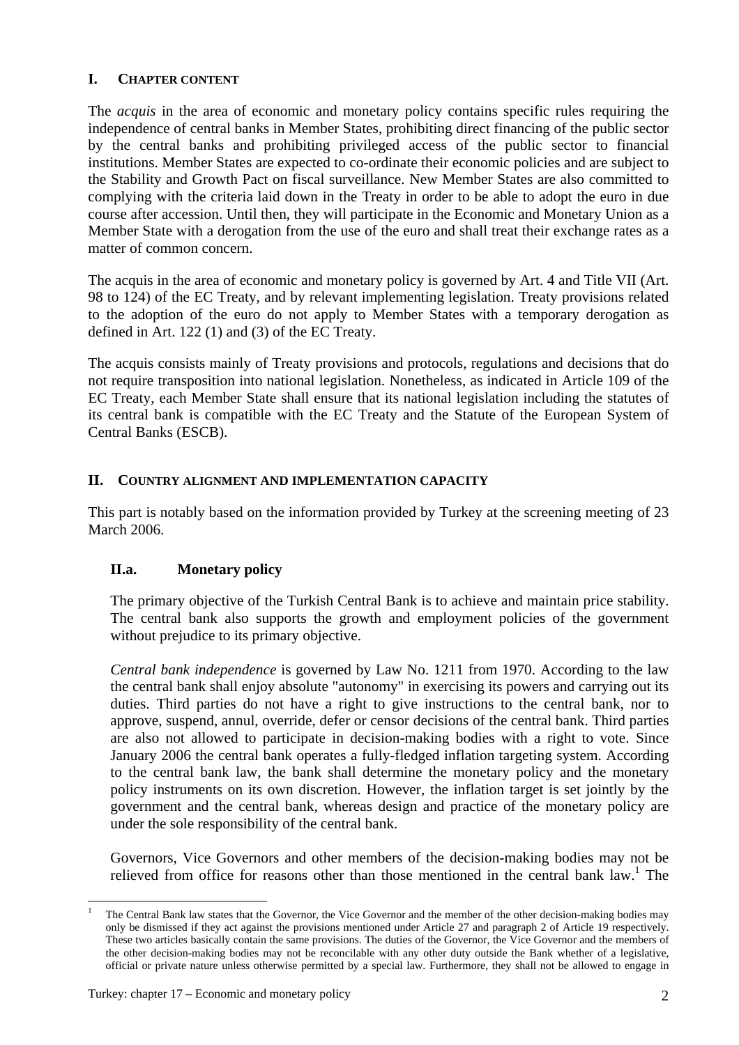## I. Chapter content

The *acquis* in the area of economic and monetary policy contains specific rules requiring the independence of central banks in Member States, prohibiting direct financing of the public sector by the central banks and prohibiting privileged access of the public sector to financial institutions. Member States are expected to co-ordinate their economic policies and are subject to the Stability and Growth Pact on fiscal surveillance. New Member States are also committed to complying with the criteria laid down in the Treaty in order to be able to adopt the euro in due course after accession. Until then, they will participate in the Economic and Monetary Union as a Member State with a derogation from the use of the euro and shall treat their exchange rates as a matter of common concern.

The acquis in the area of economic and monetary policy is governed by Art. 4 and Title VII (Art. 98 to 124) of the EC Treaty, and by relevant implementing legislation. Treaty provisions related to the adoption of the euro do not apply to Member States with a temporary derogation as defined in Art. 122 (1) and (3) of the EC Treaty.

The acquis consists mainly of Treaty provisions and protocols, regulations and decisions that do not require transposition into national legislation. Nonetheless, as indicated in Article 109 of the EC Treaty, each Member State shall ensure that its national legislation including the statutes of its central bank is compatible with the EC Treaty and the Statute of the European System of Central Banks (ESCB).

## II. Country alignment and implementation capacity

This part is notably based on the information provided by Turkey at the screening meeting of 23 March 2006.

### II.a. Monetary policy

The primary objective of the Turkish Central Bank is to achieve and maintain price stability. The central bank also supports the growth and employment policies of the government without prejudice to its primary objective.

*Central bank independence* is governed by Law No. 1211 from 1970. According to the law the central bank shall enjoy absolute "autonomy" in exercising its powers and carrying out its duties. Third parties do not have a right to give instructions to the central bank, nor to approve, suspend, annul, override, defer or censor decisions of the central bank. Third parties are also not allowed to participate in decision-making bodies with a right to vote. Since January 2006 the central bank operates a fully-fledged inflation targeting system. According to the central bank law, the bank shall determine the monetary policy and the monetary policy instruments on its own discretion. However, the inflation target is set jointly by the government and the central bank, whereas design and practice of the monetary policy are under the sole responsibility of the central bank.

Governors, Vice Governors and other members of the decision-making bodies may not be relieved from office for reasons other than those mentioned in the central bank law.[1] The

[1] The Central Bank law states that the Governor, the Vice Governor and the member of the other decision-making bodies may only be dismissed if they act against the provisions mentioned under Article 27 and paragraph 2 of Article 19 respectively. These two articles basically contain the same provisions. The duties of the Governor, the Vice Governor and the members of the other decision-making bodies may not be reconcilable with any other duty outside the Bank whether of a legislative, official or private nature unless otherwise permitted by a special law. Furthermore, they shall not be allowed to engage in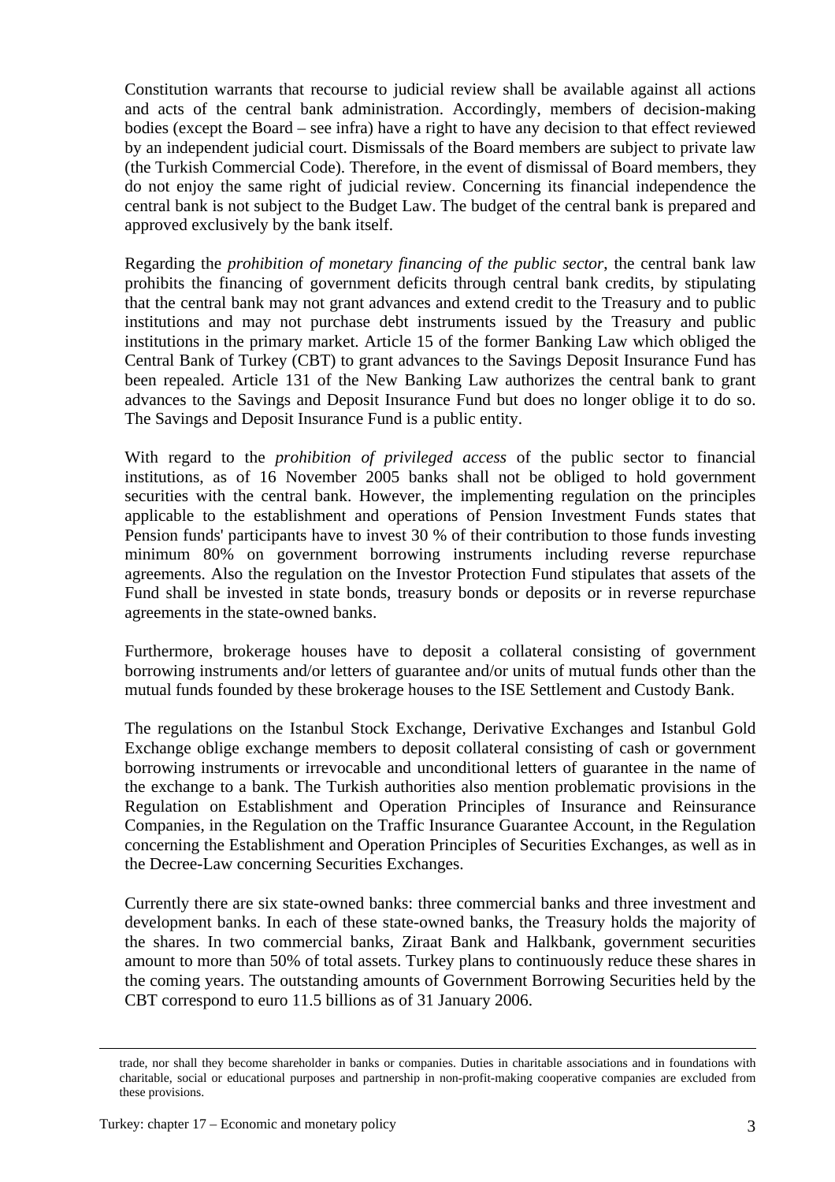Constitution warrants that recourse to judicial review shall be available against all actions and acts of the central bank administration. Accordingly, members of decision-making bodies (except the Board – see infra) have a right to have any decision to that effect reviewed by an independent judicial court. Dismissals of the Board members are subject to private law (the Turkish Commercial Code). Therefore, in the event of dismissal of Board members, they do not enjoy the same right of judicial review. Concerning its financial independence the central bank is not subject to the Budget Law. The budget of the central bank is prepared and approved exclusively by the bank itself.

Regarding the *prohibition of monetary financing of the public sector*, the central bank law prohibits the financing of government deficits through central bank credits, by stipulating that the central bank may not grant advances and extend credit to the Treasury and to public institutions and may not purchase debt instruments issued by the Treasury and public institutions in the primary market. Article 15 of the former Banking Law which obliged the Central Bank of Turkey (CBT) to grant advances to the Savings Deposit Insurance Fund has been repealed. Article 131 of the New Banking Law authorizes the central bank to grant advances to the Savings and Deposit Insurance Fund but does no longer oblige it to do so. The Savings and Deposit Insurance Fund is a public entity.

With regard to the *prohibition of privileged access* of the public sector to financial institutions, as of 16 November 2005 banks shall not be obliged to hold government securities with the central bank. However, the implementing regulation on the principles applicable to the establishment and operations of Pension Investment Funds states that Pension funds' participants have to invest 30 % of their contribution to those funds investing minimum 80% on government borrowing instruments including reverse repurchase agreements. Also the regulation on the Investor Protection Fund stipulates that assets of the Fund shall be invested in state bonds, treasury bonds or deposits or in reverse repurchase agreements in the state-owned banks.

Furthermore, brokerage houses have to deposit a collateral consisting of government borrowing instruments and/or letters of guarantee and/or units of mutual funds other than the mutual funds founded by these brokerage houses to the ISE Settlement and Custody Bank.

The regulations on the Istanbul Stock Exchange, Derivative Exchanges and Istanbul Gold Exchange oblige exchange members to deposit collateral consisting of cash or government borrowing instruments or irrevocable and unconditional letters of guarantee in the name of the exchange to a bank. The Turkish authorities also mention problematic provisions in the Regulation on Establishment and Operation Principles of Insurance and Reinsurance Companies, in the Regulation on the Traffic Insurance Guarantee Account, in the Regulation concerning the Establishment and Operation Principles of Securities Exchanges, as well as in the Decree-Law concerning Securities Exchanges.

Currently there are six state-owned banks: three commercial banks and three investment and development banks. In each of these state-owned banks, the Treasury holds the majority of the shares. In two commercial banks, Ziraat Bank and Halkbank, government securities amount to more than 50% of total assets. Turkey plans to continuously reduce these shares in the coming years. The outstanding amounts of Government Borrowing Securities held by the CBT correspond to euro 11.5 billions as of 31 January 2006.

---

trade, nor shall they become shareholder in banks or companies. Duties in charitable associations and in foundations with charitable, social or educational purposes and partnership in non-profit-making cooperative companies are excluded from these provisions.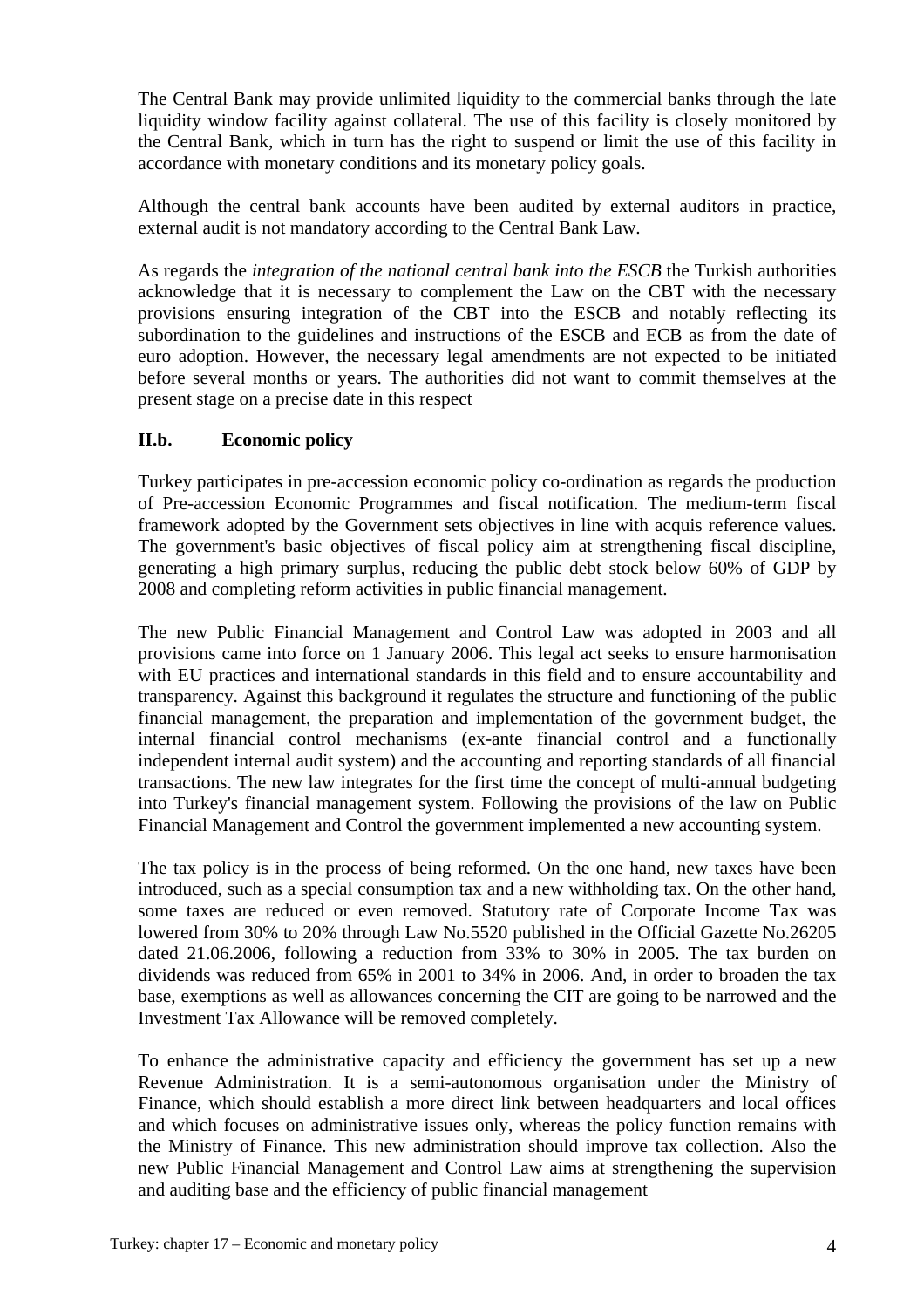The Central Bank may provide unlimited liquidity to the commercial banks through the late liquidity window facility against collateral. The use of this facility is closely monitored by the Central Bank, which in turn has the right to suspend or limit the use of this facility in accordance with monetary conditions and its monetary policy goals.

Although the central bank accounts have been audited by external auditors in practice, external audit is not mandatory according to the Central Bank Law.

As regards the *integration of the national central bank into the ESCB* the Turkish authorities acknowledge that it is necessary to complement the Law on the CBT with the necessary provisions ensuring integration of the CBT into the ESCB and notably reflecting its subordination to the guidelines and instructions of the ESCB and ECB as from the date of euro adoption. However, the necessary legal amendments are not expected to be initiated before several months or years. The authorities did not want to commit themselves at the present stage on a precise date in this respect

## II.b. Economic policy

Turkey participates in pre-accession economic policy co-ordination as regards the production of Pre-accession Economic Programmes and fiscal notification. The medium-term fiscal framework adopted by the Government sets objectives in line with acquis reference values. The government's basic objectives of fiscal policy aim at strengthening fiscal discipline, generating a high primary surplus, reducing the public debt stock below 60% of GDP by 2008 and completing reform activities in public financial management.

The new Public Financial Management and Control Law was adopted in 2003 and all provisions came into force on 1 January 2006. This legal act seeks to ensure harmonisation with EU practices and international standards in this field and to ensure accountability and transparency. Against this background it regulates the structure and functioning of the public financial management, the preparation and implementation of the government budget, the internal financial control mechanisms (ex-ante financial control and a functionally independent internal audit system) and the accounting and reporting standards of all financial transactions. The new law integrates for the first time the concept of multi-annual budgeting into Turkey's financial management system. Following the provisions of the law on Public Financial Management and Control the government implemented a new accounting system.

The tax policy is in the process of being reformed. On the one hand, new taxes have been introduced, such as a special consumption tax and a new withholding tax. On the other hand, some taxes are reduced or even removed. Statutory rate of Corporate Income Tax was lowered from 30% to 20% through Law No.5520 published in the Official Gazette No.26205 dated 21.06.2006, following a reduction from 33% to 30% in 2005. The tax burden on dividends was reduced from 65% in 2001 to 34% in 2006. And, in order to broaden the tax base, exemptions as well as allowances concerning the CIT are going to be narrowed and the Investment Tax Allowance will be removed completely.

To enhance the administrative capacity and efficiency the government has set up a new Revenue Administration. It is a semi-autonomous organisation under the Ministry of Finance, which should establish a more direct link between headquarters and local offices and which focuses on administrative issues only, whereas the policy function remains with the Ministry of Finance. This new administration should improve tax collection. Also the new Public Financial Management and Control Law aims at strengthening the supervision and auditing base and the efficiency of public financial management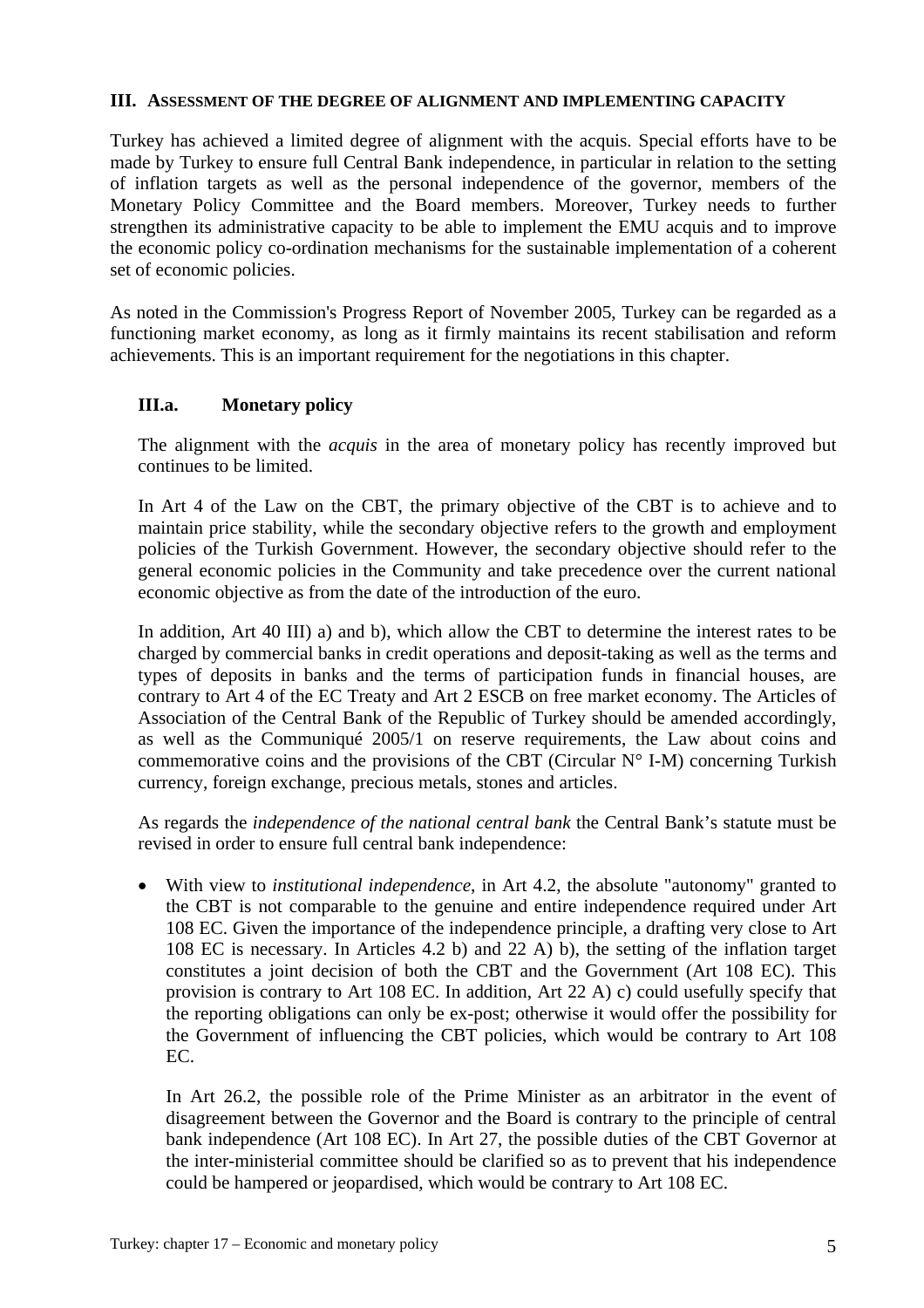## III. ASSESSMENT OF THE DEGREE OF ALIGNMENT AND IMPLEMENTING CAPACITY

Turkey has achieved a limited degree of alignment with the acquis. Special efforts have to be made by Turkey to ensure full Central Bank independence, in particular in relation to the setting of inflation targets as well as the personal independence of the governor, members of the Monetary Policy Committee and the Board members. Moreover, Turkey needs to further strengthen its administrative capacity to be able to implement the EMU acquis and to improve the economic policy co-ordination mechanisms for the sustainable implementation of a coherent set of economic policies.

As noted in the Commission's Progress Report of November 2005, Turkey can be regarded as a functioning market economy, as long as it firmly maintains its recent stabilisation and reform achievements. This is an important requirement for the negotiations in this chapter.

### III.a. Monetary policy

The alignment with the *acquis* in the area of monetary policy has recently improved but continues to be limited.

In Art 4 of the Law on the CBT, the primary objective of the CBT is to achieve and to maintain price stability, while the secondary objective refers to the growth and employment policies of the Turkish Government. However, the secondary objective should refer to the general economic policies in the Community and take precedence over the current national economic objective as from the date of the introduction of the euro.

In addition, Art 40 III) a) and b), which allow the CBT to determine the interest rates to be charged by commercial banks in credit operations and deposit-taking as well as the terms and types of deposits in banks and the terms of participation funds in financial houses, are contrary to Art 4 of the EC Treaty and Art 2 ESCB on free market economy. The Articles of Association of the Central Bank of the Republic of Turkey should be amended accordingly, as well as the Communiqué 2005/1 on reserve requirements, the Law about coins and commemorative coins and the provisions of the CBT (Circular N° I-M) concerning Turkish currency, foreign exchange, precious metals, stones and articles.

As regards the *independence of the national central bank* the Central Bank's statute must be revised in order to ensure full central bank independence:

- With view to *institutional independence*, in Art 4.2, the absolute "autonomy" granted to the CBT is not comparable to the genuine and entire independence required under Art 108 EC. Given the importance of the independence principle, a drafting very close to Art 108 EC is necessary. In Articles 4.2 b) and 22 A) b), the setting of the inflation target constitutes a joint decision of both the CBT and the Government (Art 108 EC). This provision is contrary to Art 108 EC. In addition, Art 22 A) c) could usefully specify that the reporting obligations can only be ex-post; otherwise it would offer the possibility for the Government of influencing the CBT policies, which would be contrary to Art 108 EC.

  In Art 26.2, the possible role of the Prime Minister as an arbitrator in the event of disagreement between the Governor and the Board is contrary to the principle of central bank independence (Art 108 EC). In Art 27, the possible duties of the CBT Governor at the inter-ministerial committee should be clarified so as to prevent that his independence could be hampered or jeopardised, which would be contrary to Art 108 EC.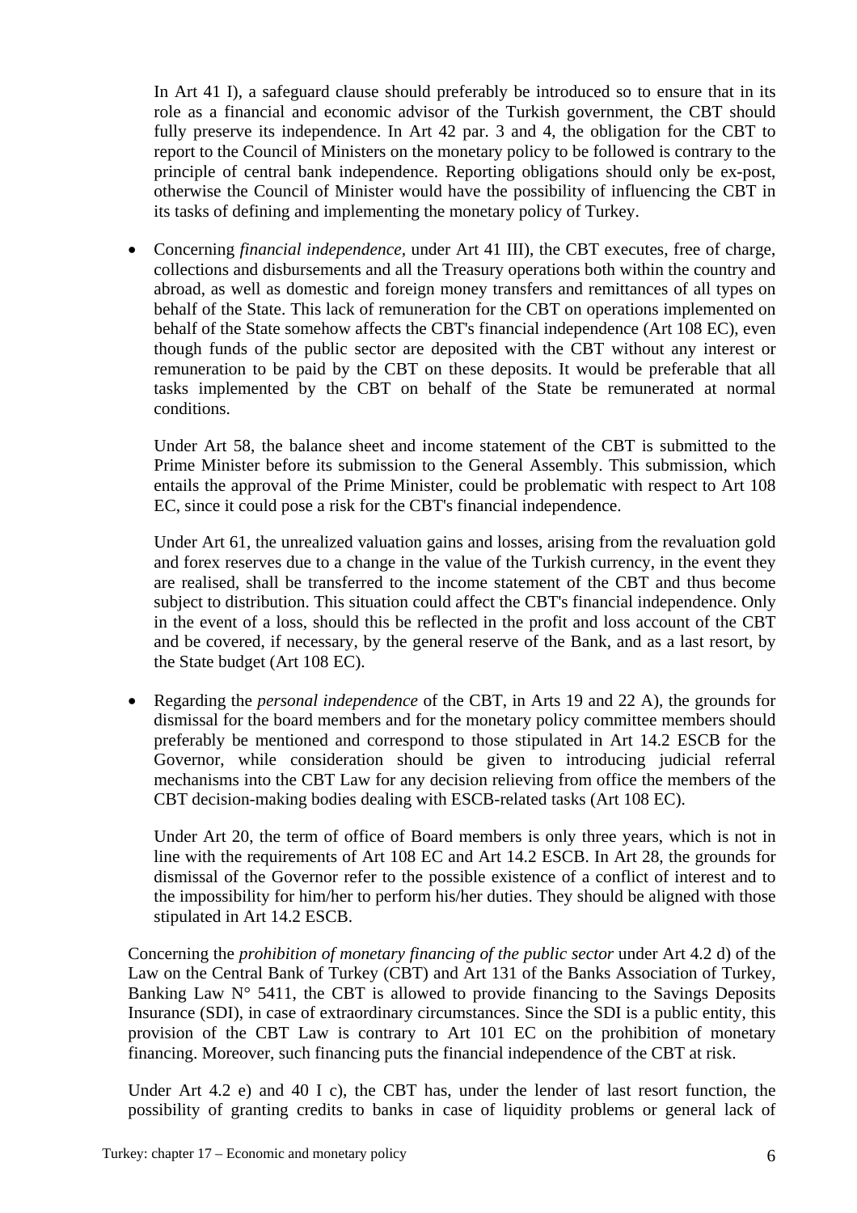In Art 41 I), a safeguard clause should preferably be introduced so to ensure that in its role as a financial and economic advisor of the Turkish government, the CBT should fully preserve its independence. In Art 42 par. 3 and 4, the obligation for the CBT to report to the Council of Ministers on the monetary policy to be followed is contrary to the principle of central bank independence. Reporting obligations should only be ex-post, otherwise the Council of Minister would have the possibility of influencing the CBT in its tasks of defining and implementing the monetary policy of Turkey.

- Concerning *financial independence,* under Art 41 III), the CBT executes, free of charge, collections and disbursements and all the Treasury operations both within the country and abroad, as well as domestic and foreign money transfers and remittances of all types on behalf of the State. This lack of remuneration for the CBT on operations implemented on behalf of the State somehow affects the CBT's financial independence (Art 108 EC), even though funds of the public sector are deposited with the CBT without any interest or remuneration to be paid by the CBT on these deposits. It would be preferable that all tasks implemented by the CBT on behalf of the State be remunerated at normal conditions.

  Under Art 58, the balance sheet and income statement of the CBT is submitted to the Prime Minister before its submission to the General Assembly. This submission, which entails the approval of the Prime Minister, could be problematic with respect to Art 108 EC, since it could pose a risk for the CBT's financial independence.

  Under Art 61, the unrealized valuation gains and losses, arising from the revaluation gold and forex reserves due to a change in the value of the Turkish currency, in the event they are realised, shall be transferred to the income statement of the CBT and thus become subject to distribution. This situation could affect the CBT's financial independence. Only in the event of a loss, should this be reflected in the profit and loss account of the CBT and be covered, if necessary, by the general reserve of the Bank, and as a last resort, by the State budget (Art 108 EC).

- Regarding the *personal independence* of the CBT, in Arts 19 and 22 A), the grounds for dismissal for the board members and for the monetary policy committee members should preferably be mentioned and correspond to those stipulated in Art 14.2 ESCB for the Governor, while consideration should be given to introducing judicial referral mechanisms into the CBT Law for any decision relieving from office the members of the CBT decision-making bodies dealing with ESCB-related tasks (Art 108 EC).

  Under Art 20, the term of office of Board members is only three years, which is not in line with the requirements of Art 108 EC and Art 14.2 ESCB. In Art 28, the grounds for dismissal of the Governor refer to the possible existence of a conflict of interest and to the impossibility for him/her to perform his/her duties. They should be aligned with those stipulated in Art 14.2 ESCB.

Concerning the *prohibition of monetary financing of the public sector* under Art 4.2 d) of the Law on the Central Bank of Turkey (CBT) and Art 131 of the Banks Association of Turkey, Banking Law N° 5411, the CBT is allowed to provide financing to the Savings Deposits Insurance (SDI), in case of extraordinary circumstances. Since the SDI is a public entity, this provision of the CBT Law is contrary to Art 101 EC on the prohibition of monetary financing. Moreover, such financing puts the financial independence of the CBT at risk.

Under Art 4.2 e) and 40 I c), the CBT has, under the lender of last resort function, the possibility of granting credits to banks in case of liquidity problems or general lack of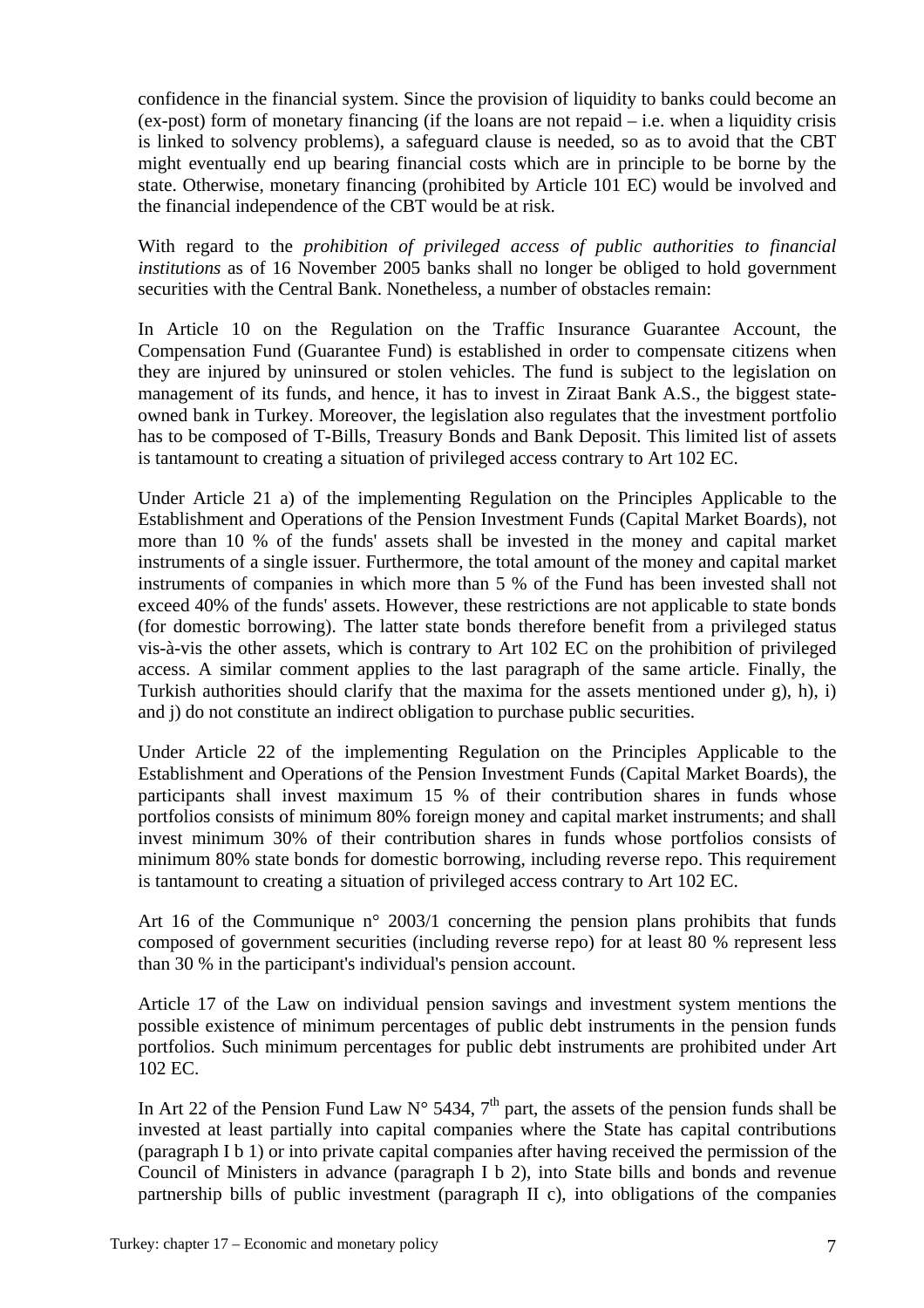confidence in the financial system. Since the provision of liquidity to banks could become an (ex-post) form of monetary financing (if the loans are not repaid – i.e. when a liquidity crisis is linked to solvency problems), a safeguard clause is needed, so as to avoid that the CBT might eventually end up bearing financial costs which are in principle to be borne by the state. Otherwise, monetary financing (prohibited by Article 101 EC) would be involved and the financial independence of the CBT would be at risk.

With regard to the *prohibition of privileged access of public authorities to financial institutions* as of 16 November 2005 banks shall no longer be obliged to hold government securities with the Central Bank. Nonetheless, a number of obstacles remain:

In Article 10 on the Regulation on the Traffic Insurance Guarantee Account, the Compensation Fund (Guarantee Fund) is established in order to compensate citizens when they are injured by uninsured or stolen vehicles. The fund is subject to the legislation on management of its funds, and hence, it has to invest in Ziraat Bank A.S., the biggest state-owned bank in Turkey. Moreover, the legislation also regulates that the investment portfolio has to be composed of T-Bills, Treasury Bonds and Bank Deposit. This limited list of assets is tantamount to creating a situation of privileged access contrary to Art 102 EC.

Under Article 21 a) of the implementing Regulation on the Principles Applicable to the Establishment and Operations of the Pension Investment Funds (Capital Market Boards), not more than 10 % of the funds' assets shall be invested in the money and capital market instruments of a single issuer. Furthermore, the total amount of the money and capital market instruments of companies in which more than 5 % of the Fund has been invested shall not exceed 40% of the funds' assets. However, these restrictions are not applicable to state bonds (for domestic borrowing). The latter state bonds therefore benefit from a privileged status vis-à-vis the other assets, which is contrary to Art 102 EC on the prohibition of privileged access. A similar comment applies to the last paragraph of the same article. Finally, the Turkish authorities should clarify that the maxima for the assets mentioned under g), h), i) and j) do not constitute an indirect obligation to purchase public securities.

Under Article 22 of the implementing Regulation on the Principles Applicable to the Establishment and Operations of the Pension Investment Funds (Capital Market Boards), the participants shall invest maximum 15 % of their contribution shares in funds whose portfolios consists of minimum 80% foreign money and capital market instruments; and shall invest minimum 30% of their contribution shares in funds whose portfolios consists of minimum 80% state bonds for domestic borrowing, including reverse repo. This requirement is tantamount to creating a situation of privileged access contrary to Art 102 EC.

Art 16 of the Communique n° 2003/1 concerning the pension plans prohibits that funds composed of government securities (including reverse repo) for at least 80 % represent less than 30 % in the participant's individual's pension account.

Article 17 of the Law on individual pension savings and investment system mentions the possible existence of minimum percentages of public debt instruments in the pension funds portfolios. Such minimum percentages for public debt instruments are prohibited under Art 102 EC.

In Art 22 of the Pension Fund Law N° 5434, 7th part, the assets of the pension funds shall be invested at least partially into capital companies where the State has capital contributions (paragraph I b 1) or into private capital companies after having received the permission of the Council of Ministers in advance (paragraph I b 2), into State bills and bonds and revenue partnership bills of public investment (paragraph II c), into obligations of the companies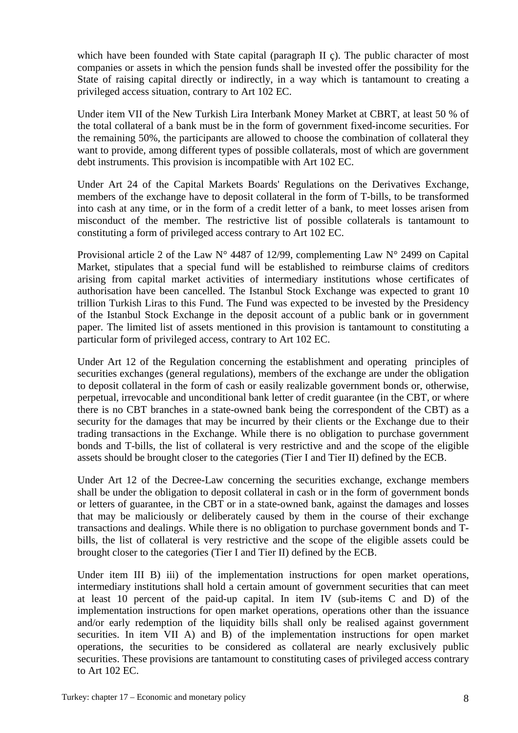which have been founded with State capital (paragraph II ç). The public character of most companies or assets in which the pension funds shall be invested offer the possibility for the State of raising capital directly or indirectly, in a way which is tantamount to creating a privileged access situation, contrary to Art 102 EC.

Under item VII of the New Turkish Lira Interbank Money Market at CBRT, at least 50 % of the total collateral of a bank must be in the form of government fixed-income securities. For the remaining 50%, the participants are allowed to choose the combination of collateral they want to provide, among different types of possible collaterals, most of which are government debt instruments. This provision is incompatible with Art 102 EC.

Under Art 24 of the Capital Markets Boards' Regulations on the Derivatives Exchange, members of the exchange have to deposit collateral in the form of T-bills, to be transformed into cash at any time, or in the form of a credit letter of a bank, to meet losses arisen from misconduct of the member. The restrictive list of possible collaterals is tantamount to constituting a form of privileged access contrary to Art 102 EC.

Provisional article 2 of the Law N° 4487 of 12/99, complementing Law N° 2499 on Capital Market, stipulates that a special fund will be established to reimburse claims of creditors arising from capital market activities of intermediary institutions whose certificates of authorisation have been cancelled. The Istanbul Stock Exchange was expected to grant 10 trillion Turkish Liras to this Fund. The Fund was expected to be invested by the Presidency of the Istanbul Stock Exchange in the deposit account of a public bank or in government paper. The limited list of assets mentioned in this provision is tantamount to constituting a particular form of privileged access, contrary to Art 102 EC.

Under Art 12 of the Regulation concerning the establishment and operating principles of securities exchanges (general regulations), members of the exchange are under the obligation to deposit collateral in the form of cash or easily realizable government bonds or, otherwise, perpetual, irrevocable and unconditional bank letter of credit guarantee (in the CBT, or where there is no CBT branches in a state-owned bank being the correspondent of the CBT) as a security for the damages that may be incurred by their clients or the Exchange due to their trading transactions in the Exchange. While there is no obligation to purchase government bonds and T-bills, the list of collateral is very restrictive and and the scope of the eligible assets should be brought closer to the categories (Tier I and Tier II) defined by the ECB.

Under Art 12 of the Decree-Law concerning the securities exchange, exchange members shall be under the obligation to deposit collateral in cash or in the form of government bonds or letters of guarantee, in the CBT or in a state-owned bank, against the damages and losses that may be maliciously or deliberately caused by them in the course of their exchange transactions and dealings. While there is no obligation to purchase government bonds and T-bills, the list of collateral is very restrictive and the scope of the eligible assets could be brought closer to the categories (Tier I and Tier II) defined by the ECB.

Under item III B) iii) of the implementation instructions for open market operations, intermediary institutions shall hold a certain amount of government securities that can meet at least 10 percent of the paid-up capital. In item IV (sub-items C and D) of the implementation instructions for open market operations, operations other than the issuance and/or early redemption of the liquidity bills shall only be realised against government securities. In item VII A) and B) of the implementation instructions for open market operations, the securities to be considered as collateral are nearly exclusively public securities. These provisions are tantamount to constituting cases of privileged access contrary to Art 102 EC.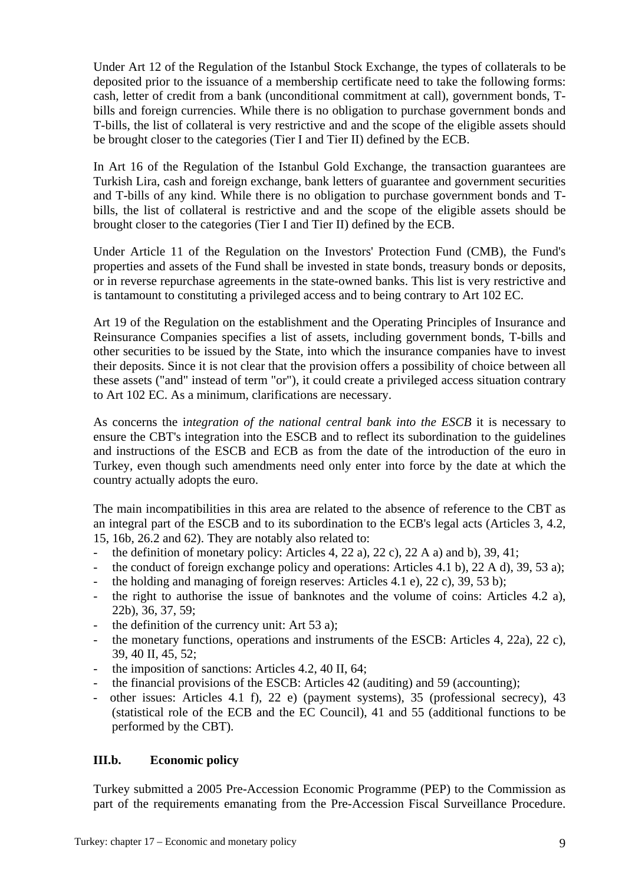Under Art 12 of the Regulation of the Istanbul Stock Exchange, the types of collaterals to be deposited prior to the issuance of a membership certificate need to take the following forms: cash, letter of credit from a bank (unconditional commitment at call), government bonds, T-bills and foreign currencies. While there is no obligation to purchase government bonds and T-bills, the list of collateral is very restrictive and and the scope of the eligible assets should be brought closer to the categories (Tier I and Tier II) defined by the ECB.

In Art 16 of the Regulation of the Istanbul Gold Exchange, the transaction guarantees are Turkish Lira, cash and foreign exchange, bank letters of guarantee and government securities and T-bills of any kind. While there is no obligation to purchase government bonds and T-bills, the list of collateral is restrictive and and the scope of the eligible assets should be brought closer to the categories (Tier I and Tier II) defined by the ECB.

Under Article 11 of the Regulation on the Investors' Protection Fund (CMB), the Fund's properties and assets of the Fund shall be invested in state bonds, treasury bonds or deposits, or in reverse repurchase agreements in the state-owned banks. This list is very restrictive and is tantamount to constituting a privileged access and to being contrary to Art 102 EC.

Art 19 of the Regulation on the establishment and the Operating Principles of Insurance and Reinsurance Companies specifies a list of assets, including government bonds, T-bills and other securities to be issued by the State, into which the insurance companies have to invest their deposits. Since it is not clear that the provision offers a possibility of choice between all these assets ("and" instead of term "or"), it could create a privileged access situation contrary to Art 102 EC. As a minimum, clarifications are necessary.

As concerns the i*ntegration of the national central bank into the ESCB* it is necessary to ensure the CBT's integration into the ESCB and to reflect its subordination to the guidelines and instructions of the ESCB and ECB as from the date of the introduction of the euro in Turkey, even though such amendments need only enter into force by the date at which the country actually adopts the euro.

The main incompatibilities in this area are related to the absence of reference to the CBT as an integral part of the ESCB and to its subordination to the ECB's legal acts (Articles 3, 4.2, 15, 16b, 26.2 and 62). They are notably also related to:

- the definition of monetary policy: Articles 4, 22 a), 22 c), 22 A a) and b), 39, 41;
- the conduct of foreign exchange policy and operations: Articles 4.1 b), 22 A d), 39, 53 a);
- the holding and managing of foreign reserves: Articles 4.1 e), 22 c), 39, 53 b);
- the right to authorise the issue of banknotes and the volume of coins: Articles 4.2 a), 22b), 36, 37, 59;
- the definition of the currency unit: Art 53 a);
- the monetary functions, operations and instruments of the ESCB: Articles 4, 22a), 22 c), 39, 40 II, 45, 52;
- the imposition of sanctions: Articles 4.2, 40 II, 64;
- the financial provisions of the ESCB: Articles 42 (auditing) and 59 (accounting);
- other issues: Articles 4.1 f), 22 e) (payment systems), 35 (professional secrecy), 43 (statistical role of the ECB and the EC Council), 41 and 55 (additional functions to be performed by the CBT).

### III.b. Economic policy

Turkey submitted a 2005 Pre-Accession Economic Programme (PEP) to the Commission as part of the requirements emanating from the Pre-Accession Fiscal Surveillance Procedure.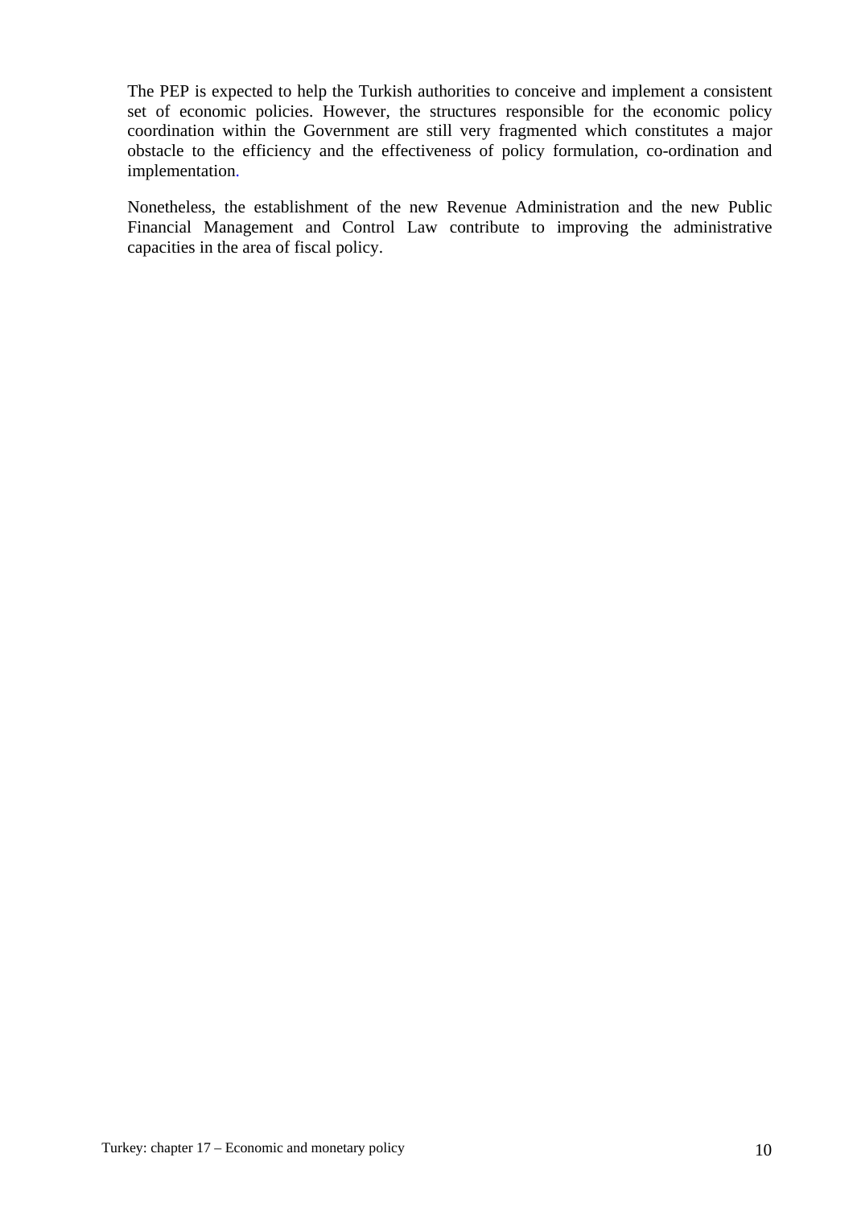The PEP is expected to help the Turkish authorities to conceive and implement a consistent set of economic policies. However, the structures responsible for the economic policy coordination within the Government are still very fragmented which constitutes a major obstacle to the efficiency and the effectiveness of policy formulation, co-ordination and implementation.

Nonetheless, the establishment of the new Revenue Administration and the new Public Financial Management and Control Law contribute to improving the administrative capacities in the area of fiscal policy.